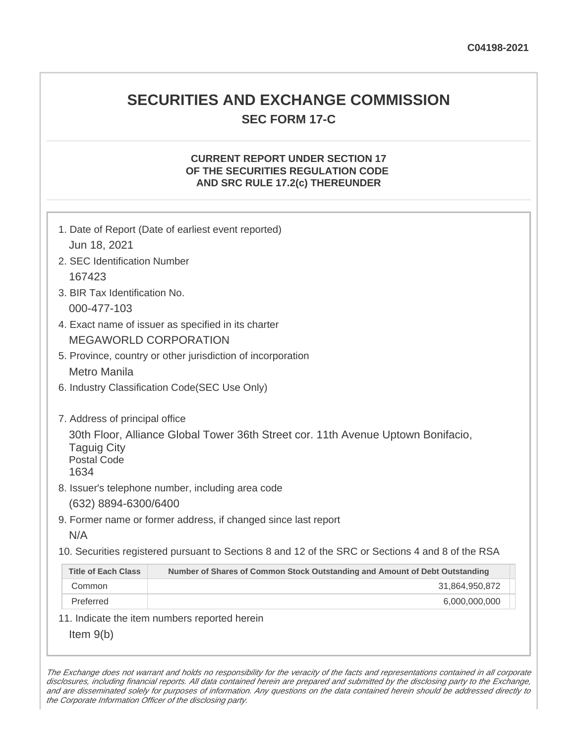C04198-2021

# SECURITIES AND EXCHANGE COMMISSION

## SEC FORM 17-C

### CURRENT REPORT UNDER SECTION 17 OF THE SECURITIES REGULATION CODE AND SRC RULE 17.2(c) THEREUNDER

1. Date of Report (Date of earliest event reported)
   Jun 18, 2021
2. SEC Identification Number
   167423
3. BIR Tax Identification No.
   000-477-103
4. Exact name of issuer as specified in its charter
   MEGAWORLD CORPORATION
5. Province, country or other jurisdiction of incorporation
   Metro Manila
6. Industry Classification Code(SEC Use Only)

7. Address of principal office
   30th Floor, Alliance Global Tower 36th Street cor. 11th Avenue Uptown Bonifacio, Taguig City
   Postal Code
   1634
8. Issuer's telephone number, including area code
   (632) 8894-6300/6400
9. Former name or former address, if changed since last report
   N/A
10. Securities registered pursuant to Sections 8 and 12 of the SRC or Sections 4 and 8 of the RSA

| Title of Each Class | Number of Shares of Common Stock Outstanding and Amount of Debt Outstanding |
|---|---|
| Common | 31,864,950,872 |
| Preferred | 6,000,000,000 |

11. Indicate the item numbers reported herein
    Item 9(b)

*The Exchange does not warrant and holds no responsibility for the veracity of the facts and representations contained in all corporate disclosures, including financial reports. All data contained herein are prepared and submitted by the disclosing party to the Exchange, and are disseminated solely for purposes of information. Any questions on the data contained herein should be addressed directly to the Corporate Information Officer of the disclosing party.*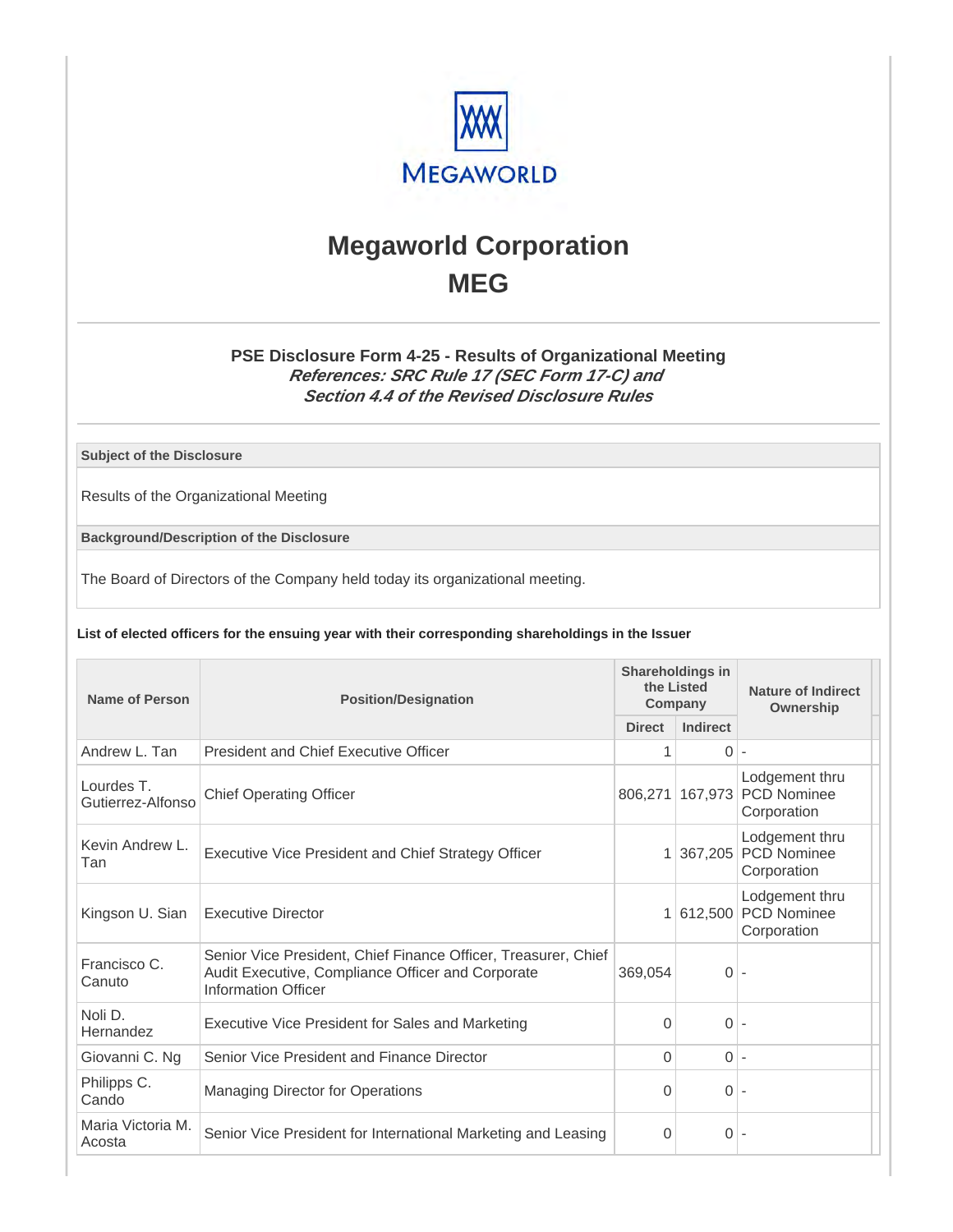# Megaworld Corporation
## MEG

### PSE Disclosure Form 4-25 - Results of Organizational Meeting
***References: SRC Rule 17 (SEC Form 17-C) and Section 4.4 of the Revised Disclosure Rules***

**Subject of the Disclosure**

Results of the Organizational Meeting

**Background/Description of the Disclosure**

The Board of Directors of the Company held today its organizational meeting.

**List of elected officers for the ensuing year with their corresponding shareholdings in the Issuer**

| Name of Person | Position/Designation | Shareholdings in the Listed Company | | Nature of Indirect Ownership |
|---|---|---|---|---|
| | | Direct | Indirect | |
| Andrew L. Tan | President and Chief Executive Officer | 1 | 0 | - |
| Lourdes T. Gutierrez-Alfonso | Chief Operating Officer | 806,271 | 167,973 | Lodgement thru PCD Nominee Corporation |
| Kevin Andrew L. Tan | Executive Vice President and Chief Strategy Officer | 1 | 367,205 | Lodgement thru PCD Nominee Corporation |
| Kingson U. Sian | Executive Director | 1 | 612,500 | Lodgement thru PCD Nominee Corporation |
| Francisco C. Canuto | Senior Vice President, Chief Finance Officer, Treasurer, Chief Audit Executive, Compliance Officer and Corporate Information Officer | 369,054 | 0 | - |
| Noli D. Hernandez | Executive Vice President for Sales and Marketing | 0 | 0 | - |
| Giovanni C. Ng | Senior Vice President and Finance Director | 0 | 0 | - |
| Philipps C. Cando | Managing Director for Operations | 0 | 0 | - |
| Maria Victoria M. Acosta | Senior Vice President for International Marketing and Leasing | 0 | 0 | - |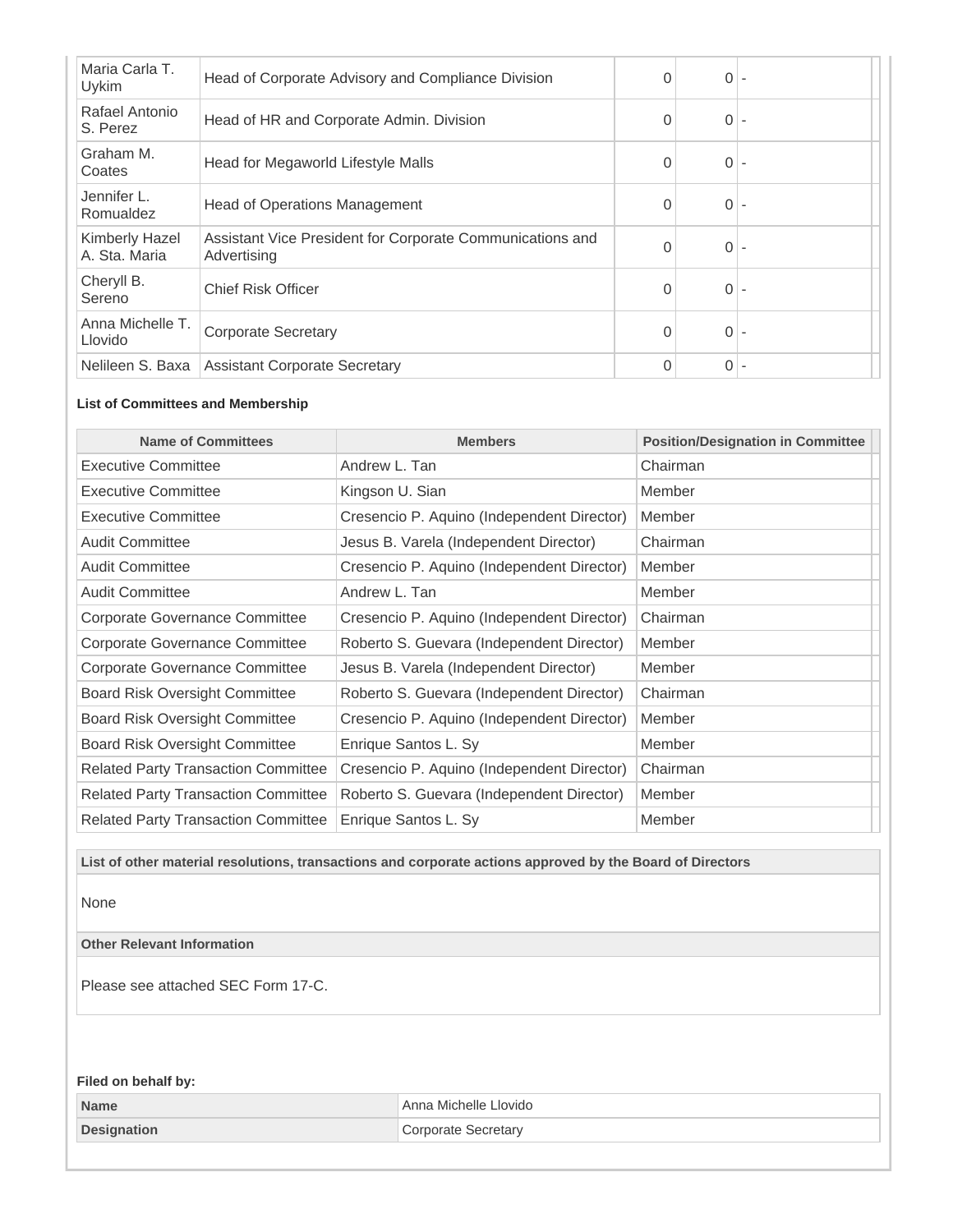| | | | | |
|---|---|---|---|---|
| Maria Carla T. Uykim | Head of Corporate Advisory and Compliance Division | 0 | 0 | - |
| Rafael Antonio S. Perez | Head of HR and Corporate Admin. Division | 0 | 0 | - |
| Graham M. Coates | Head for Megaworld Lifestyle Malls | 0 | 0 | - |
| Jennifer L. Romualdez | Head of Operations Management | 0 | 0 | - |
| Kimberly Hazel A. Sta. Maria | Assistant Vice President for Corporate Communications and Advertising | 0 | 0 | - |
| Cheryll B. Sereno | Chief Risk Officer | 0 | 0 | - |
| Anna Michelle T. Llovido | Corporate Secretary | 0 | 0 | - |
| Nelileen S. Baxa | Assistant Corporate Secretary | 0 | 0 | - |

**List of Committees and Membership**

| Name of Committees | Members | Position/Designation in Committee |
|---|---|---|
| Executive Committee | Andrew L. Tan | Chairman |
| Executive Committee | Kingson U. Sian | Member |
| Executive Committee | Cresencio P. Aquino (Independent Director) | Member |
| Audit Committee | Jesus B. Varela (Independent Director) | Chairman |
| Audit Committee | Cresencio P. Aquino (Independent Director) | Member |
| Audit Committee | Andrew L. Tan | Member |
| Corporate Governance Committee | Cresencio P. Aquino (Independent Director) | Chairman |
| Corporate Governance Committee | Roberto S. Guevara (Independent Director) | Member |
| Corporate Governance Committee | Jesus B. Varela (Independent Director) | Member |
| Board Risk Oversight Committee | Roberto S. Guevara (Independent Director) | Chairman |
| Board Risk Oversight Committee | Cresencio P. Aquino (Independent Director) | Member |
| Board Risk Oversight Committee | Enrique Santos L. Sy | Member |
| Related Party Transaction Committee | Cresencio P. Aquino (Independent Director) | Chairman |
| Related Party Transaction Committee | Roberto S. Guevara (Independent Director) | Member |
| Related Party Transaction Committee | Enrique Santos L. Sy | Member |

**List of other material resolutions, transactions and corporate actions approved by the Board of Directors**

None

**Other Relevant Information**

Please see attached SEC Form 17-C.

**Filed on behalf by:**

| | |
|---|---|
| **Name** | Anna Michelle Llovido |
| **Designation** | Corporate Secretary |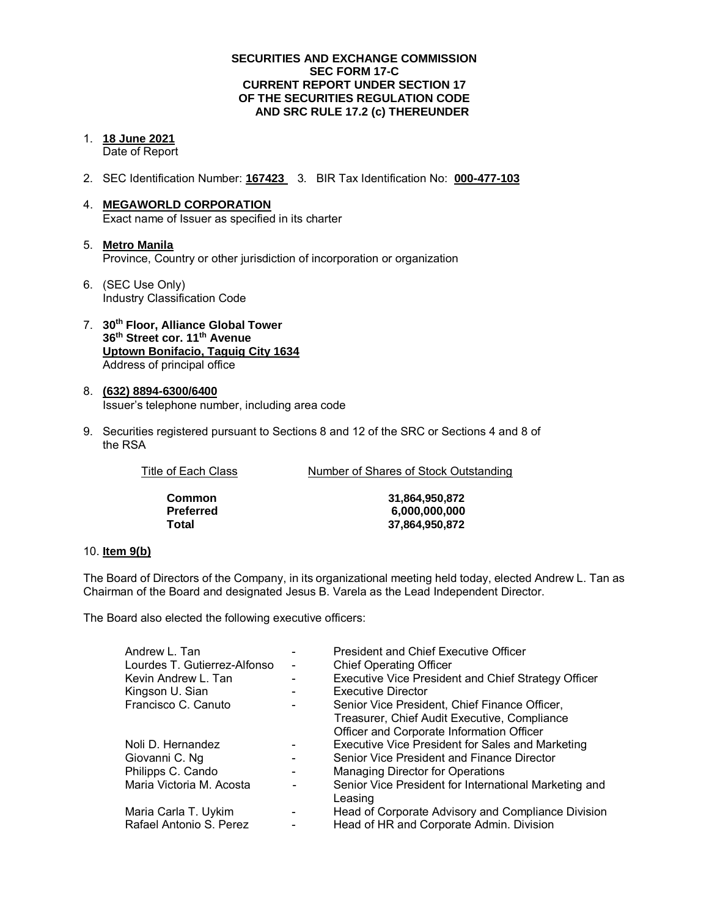**SECURITIES AND EXCHANGE COMMISSION**
**SEC FORM 17-C**
**CURRENT REPORT UNDER SECTION 17**
**OF THE SECURITIES REGULATION CODE**
**AND SRC RULE 17.2 (c) THEREUNDER**

1. **18 June 2021**
   Date of Report

2. SEC Identification Number: **167423** 3. BIR Tax Identification No: **000-477-103**

4. **MEGAWORLD CORPORATION**
   Exact name of Issuer as specified in its charter

5. **Metro Manila**
   Province, Country or other jurisdiction of incorporation or organization

6. (SEC Use Only)
   Industry Classification Code

7. **30th Floor, Alliance Global Tower**
   **36th Street cor. 11th Avenue**
   **Uptown Bonifacio, Taguig City 1634**
   Address of principal office

8. **(632) 8894-6300/6400**
   Issuer's telephone number, including area code

9. Securities registered pursuant to Sections 8 and 12 of the SRC or Sections 4 and 8 of the RSA

| Title of Each Class | Number of Shares of Stock Outstanding |
|---|---|
| **Common** | **31,864,950,872** |
| **Preferred** | **6,000,000,000** |
| **Total** | **37,864,950,872** |

10. **Item 9(b)**

The Board of Directors of the Company, in its organizational meeting held today, elected Andrew L. Tan as Chairman of the Board and designated Jesus B. Varela as the Lead Independent Director.

The Board also elected the following executive officers:

| | | |
|---|---|---|
| Andrew L. Tan | - | President and Chief Executive Officer |
| Lourdes T. Gutierrez-Alfonso | - | Chief Operating Officer |
| Kevin Andrew L. Tan | - | Executive Vice President and Chief Strategy Officer |
| Kingson U. Sian | - | Executive Director |
| Francisco C. Canuto | - | Senior Vice President, Chief Finance Officer, Treasurer, Chief Audit Executive, Compliance Officer and Corporate Information Officer |
| Noli D. Hernandez | - | Executive Vice President for Sales and Marketing |
| Giovanni C. Ng | - | Senior Vice President and Finance Director |
| Philipps C. Cando | - | Managing Director for Operations |
| Maria Victoria M. Acosta | - | Senior Vice President for International Marketing and Leasing |
| Maria Carla T. Uykim | - | Head of Corporate Advisory and Compliance Division |
| Rafael Antonio S. Perez | - | Head of HR and Corporate Admin. Division |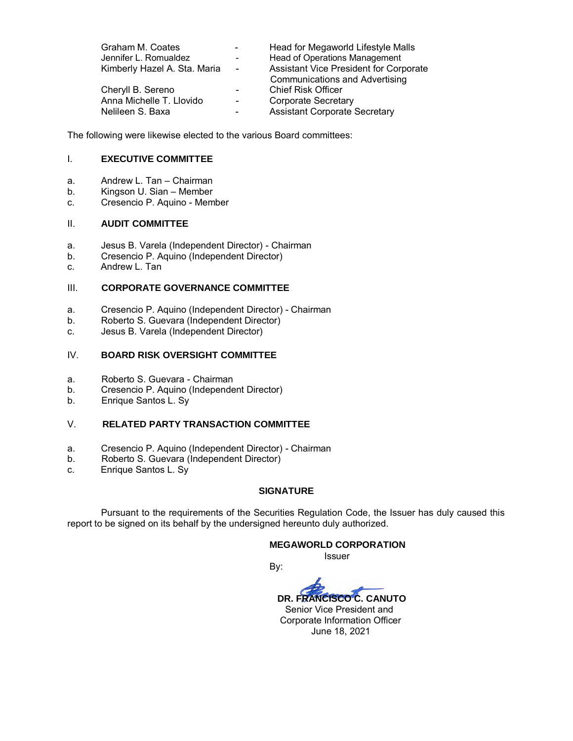| | | |
|---|---|---|
| Graham M. Coates | - | Head for Megaworld Lifestyle Malls |
| Jennifer L. Romualdez | - | Head of Operations Management |
| Kimberly Hazel A. Sta. Maria | - | Assistant Vice President for Corporate Communications and Advertising |
| Cheryll B. Sereno | - | Chief Risk Officer |
| Anna Michelle T. Llovido | - | Corporate Secretary |
| Nelileen S. Baxa | - | Assistant Corporate Secretary |

The following were likewise elected to the various Board committees:

I. **EXECUTIVE COMMITTEE**

a. Andrew L. Tan – Chairman
b. Kingson U. Sian – Member
c. Cresencio P. Aquino - Member

II. **AUDIT COMMITTEE**

a. Jesus B. Varela (Independent Director) - Chairman
b. Cresencio P. Aquino (Independent Director)
c. Andrew L. Tan

III. **CORPORATE GOVERNANCE COMMITTEE**

a. Cresencio P. Aquino (Independent Director) - Chairman
b. Roberto S. Guevara (Independent Director)
c. Jesus B. Varela (Independent Director)

IV. **BOARD RISK OVERSIGHT COMMITTEE**

a. Roberto S. Guevara - Chairman
b. Cresencio P. Aquino (Independent Director)
b. Enrique Santos L. Sy

V. **RELATED PARTY TRANSACTION COMMITTEE**

a. Cresencio P. Aquino (Independent Director) - Chairman
b. Roberto S. Guevara (Independent Director)
c. Enrique Santos L. Sy

**SIGNATURE**

Pursuant to the requirements of the Securities Regulation Code, the Issuer has duly caused this report to be signed on its behalf by the undersigned hereunto duly authorized.

**MEGAWORLD CORPORATION**
Issuer

By:

**DR. FRANCISCO C. CANUTO**
Senior Vice President and
Corporate Information Officer
June 18, 2021